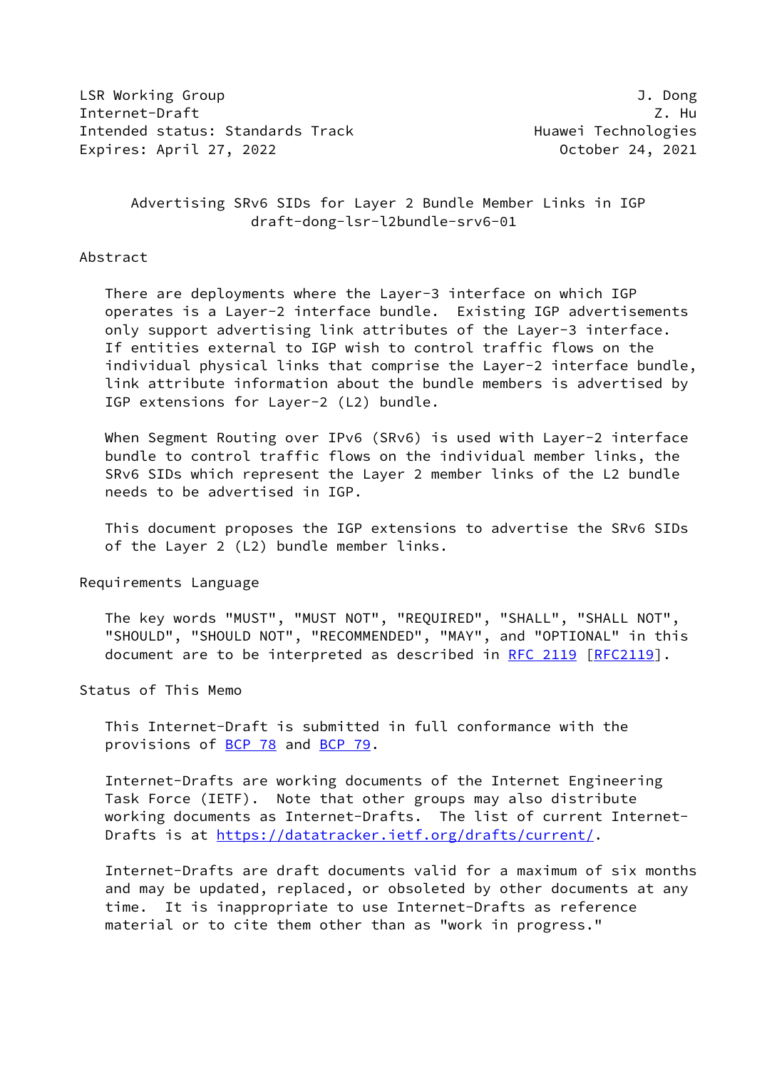LSR Working Group J. Dong
Internet-Draft Z. Hu
Intended status: Standards Track Huawei Technologies
Expires: April 27, 2022 October 24, 2021

# Advertising SRv6 SIDs for Layer 2 Bundle Member Links in IGP
draft-dong-lsr-l2bundle-srv6-01

## Abstract

There are deployments where the Layer-3 interface on which IGP operates is a Layer-2 interface bundle. Existing IGP advertisements only support advertising link attributes of the Layer-3 interface. If entities external to IGP wish to control traffic flows on the individual physical links that comprise the Layer-2 interface bundle, link attribute information about the bundle members is advertised by IGP extensions for Layer-2 (L2) bundle.

When Segment Routing over IPv6 (SRv6) is used with Layer-2 interface bundle to control traffic flows on the individual member links, the SRv6 SIDs which represent the Layer 2 member links of the L2 bundle needs to be advertised in IGP.

This document proposes the IGP extensions to advertise the SRv6 SIDs of the Layer 2 (L2) bundle member links.

## Requirements Language

The key words "MUST", "MUST NOT", "REQUIRED", "SHALL", "SHALL NOT", "SHOULD", "SHOULD NOT", "RECOMMENDED", "MAY", and "OPTIONAL" in this document are to be interpreted as described in RFC 2119 [RFC2119].

## Status of This Memo

This Internet-Draft is submitted in full conformance with the provisions of BCP 78 and BCP 79.

Internet-Drafts are working documents of the Internet Engineering Task Force (IETF). Note that other groups may also distribute working documents as Internet-Drafts. The list of current Internet-Drafts is at https://datatracker.ietf.org/drafts/current/.

Internet-Drafts are draft documents valid for a maximum of six months and may be updated, replaced, or obsoleted by other documents at any time. It is inappropriate to use Internet-Drafts as reference material or to cite them other than as "work in progress."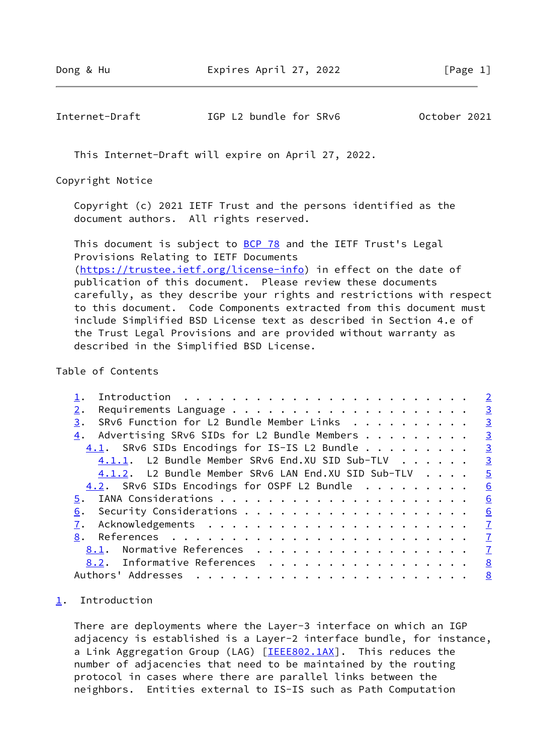This Internet-Draft will expire on April 27, 2022.

## Copyright Notice

Copyright (c) 2021 IETF Trust and the persons identified as the document authors. All rights reserved.

This document is subject to BCP 78 and the IETF Trust's Legal Provisions Relating to IETF Documents (https://trustee.ietf.org/license-info) in effect on the date of publication of this document. Please review these documents carefully, as they describe your rights and restrictions with respect to this document. Code Components extracted from this document must include Simplified BSD License text as described in Section 4.e of the Trust Legal Provisions and are provided without warranty as described in the Simplified BSD License.

## Table of Contents

```
   1.  Introduction  . . . . . . . . . . . . . . . . . . . . . . . .   2
   2.  Requirements Language . . . . . . . . . . . . . . . . . . . .   3
   3.  SRv6 Function for L2 Bundle Member Links  . . . . . . . . . .   3
   4.  Advertising SRv6 SIDs for L2 Bundle Members . . . . . . . . .   3
     4.1.  SRv6 SIDs Encodings for IS-IS L2 Bundle . . . . . . . . .   3
       4.1.1.  L2 Bundle Member SRv6 End.XU SID Sub-TLV  . . . . . .   3
       4.1.2.  L2 Bundle Member SRv6 LAN End.XU SID Sub-TLV  . . . .   5
     4.2.  SRv6 SIDs Encodings for OSPF L2 Bundle  . . . . . . . . .   6
   5.  IANA Considerations . . . . . . . . . . . . . . . . . . . . .   6
   6.  Security Considerations . . . . . . . . . . . . . . . . . . .   6
   7.  Acknowledgements  . . . . . . . . . . . . . . . . . . . . . .   7
   8.  References  . . . . . . . . . . . . . . . . . . . . . . . . .   7
     8.1.  Normative References  . . . . . . . . . . . . . . . . . .   7
     8.2.  Informative References  . . . . . . . . . . . . . . . . .   8
   Authors' Addresses  . . . . . . . . . . . . . . . . . . . . . . .   8
```

## 1. Introduction

There are deployments where the Layer-3 interface on which an IGP adjacency is established is a Layer-2 interface bundle, for instance, a Link Aggregation Group (LAG) [IEEE802.1AX]. This reduces the number of adjacencies that need to be maintained by the routing protocol in cases where there are parallel links between the neighbors. Entities external to IS-IS such as Path Computation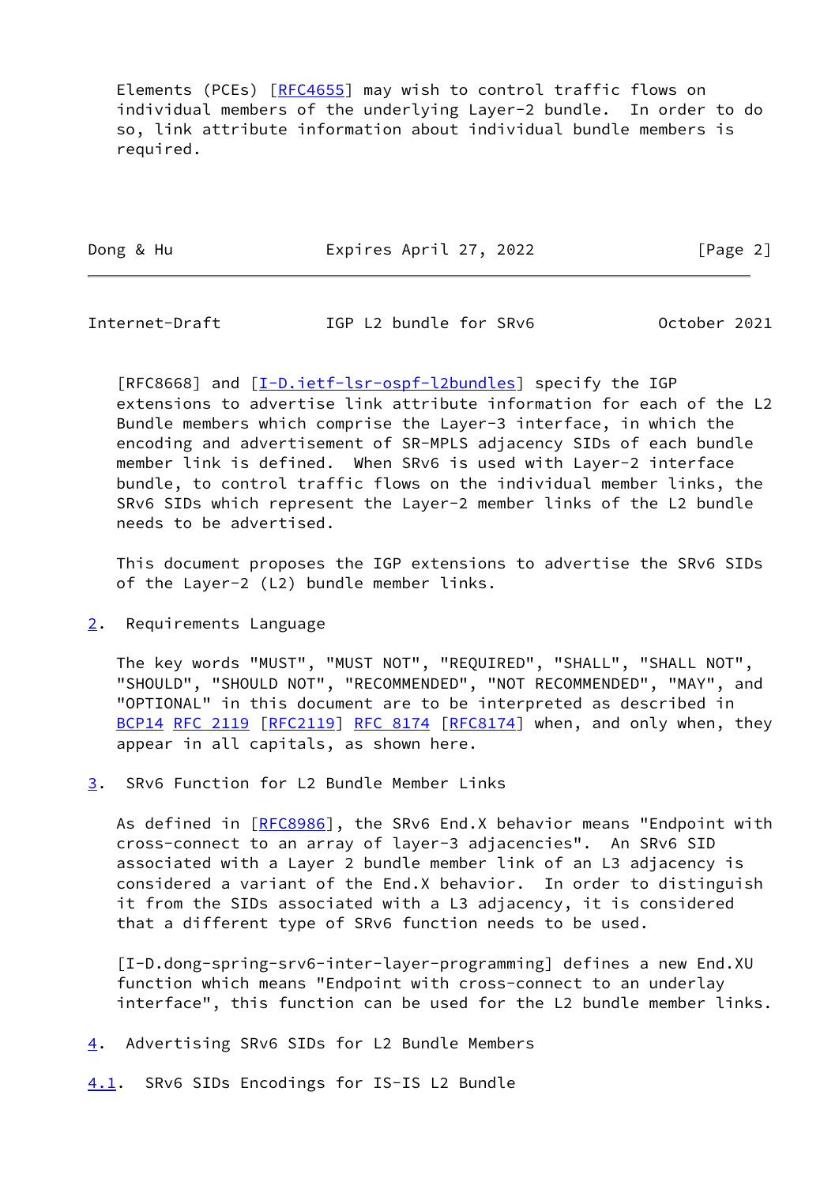Elements (PCEs) [RFC4655] may wish to control traffic flows on individual members of the underlying Layer-2 bundle. In order to do so, link attribute information about individual bundle members is required.

[RFC8668] and [I-D.ietf-lsr-ospf-l2bundles] specify the IGP extensions to advertise link attribute information for each of the L2 Bundle members which comprise the Layer-3 interface, in which the encoding and advertisement of SR-MPLS adjacency SIDs of each bundle member link is defined. When SRv6 is used with Layer-2 interface bundle, to control traffic flows on the individual member links, the SRv6 SIDs which represent the Layer-2 member links of the L2 bundle needs to be advertised.

This document proposes the IGP extensions to advertise the SRv6 SIDs of the Layer-2 (L2) bundle member links.

## 2. Requirements Language

The key words "MUST", "MUST NOT", "REQUIRED", "SHALL", "SHALL NOT", "SHOULD", "SHOULD NOT", "RECOMMENDED", "NOT RECOMMENDED", "MAY", and "OPTIONAL" in this document are to be interpreted as described in BCP14 RFC 2119 [RFC2119] RFC 8174 [RFC8174] when, and only when, they appear in all capitals, as shown here.

## 3. SRv6 Function for L2 Bundle Member Links

As defined in [RFC8986], the SRv6 End.X behavior means "Endpoint with cross-connect to an array of layer-3 adjacencies". An SRv6 SID associated with a Layer 2 bundle member link of an L3 adjacency is considered a variant of the End.X behavior. In order to distinguish it from the SIDs associated with a L3 adjacency, it is considered that a different type of SRv6 function needs to be used.

[I-D.dong-spring-srv6-inter-layer-programming] defines a new End.XU function which means "Endpoint with cross-connect to an underlay interface", this function can be used for the L2 bundle member links.

## 4. Advertising SRv6 SIDs for L2 Bundle Members

### 4.1. SRv6 SIDs Encodings for IS-IS L2 Bundle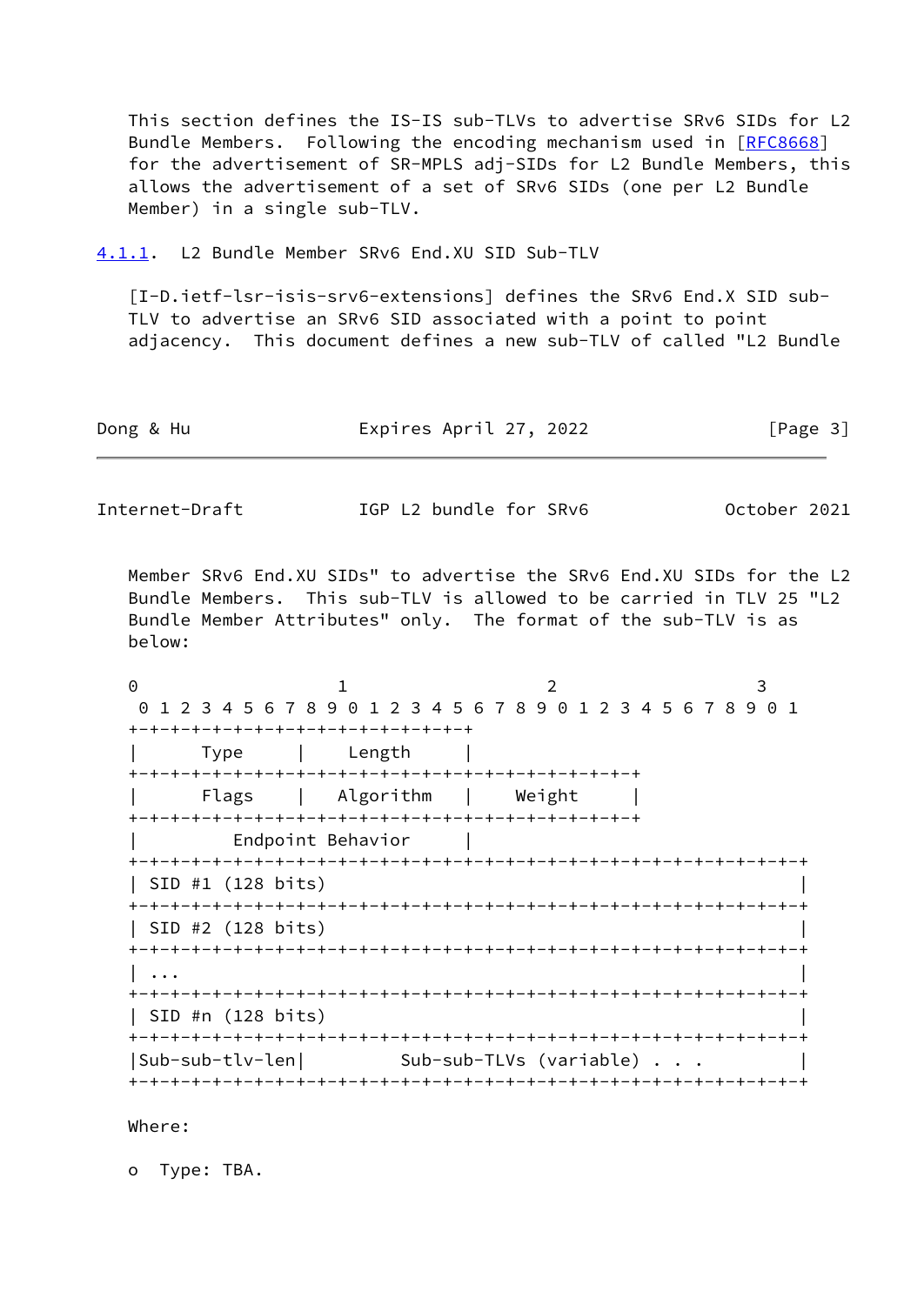This section defines the IS-IS sub-TLVs to advertise SRv6 SIDs for L2 Bundle Members. Following the encoding mechanism used in [RFC8668] for the advertisement of SR-MPLS adj-SIDs for L2 Bundle Members, this allows the advertisement of a set of SRv6 SIDs (one per L2 Bundle Member) in a single sub-TLV.

#### 4.1.1. L2 Bundle Member SRv6 End.XU SID Sub-TLV

[I-D.ietf-lsr-isis-srv6-extensions] defines the SRv6 End.X SID sub-TLV to advertise an SRv6 SID associated with a point to point adjacency. This document defines a new sub-TLV of called "L2 Bundle Member SRv6 End.XU SIDs" to advertise the SRv6 End.XU SIDs for the L2 Bundle Members. This sub-TLV is allowed to be carried in TLV 25 "L2 Bundle Member Attributes" only. The format of the sub-TLV is as below:

```
 0                   1                   2                   3
  0 1 2 3 4 5 6 7 8 9 0 1 2 3 4 5 6 7 8 9 0 1 2 3 4 5 6 7 8 9 0 1
 +-+-+-+-+-+-+-+-+-+-+-+-+-+-+-+-+
 |      Type     |    Length     |
 +-+-+-+-+-+-+-+-+-+-+-+-+-+-+-+-+-+-+-+-+-+-+-+-+
 |     Flags     |   Algorithm   |    Weight     |
 +-+-+-+-+-+-+-+-+-+-+-+-+-+-+-+-+-+-+-+-+-+-+-+-+
 |         Endpoint Behavior     |
 +-+-+-+-+-+-+-+-+-+-+-+-+-+-+-+-+-+-+-+-+-+-+-+-+-+-+-+-+-+-+-+-+
 | SID #1 (128 bits)                                             |
 +-+-+-+-+-+-+-+-+-+-+-+-+-+-+-+-+-+-+-+-+-+-+-+-+-+-+-+-+-+-+-+-+
 | SID #2 (128 bits)                                             |
 +-+-+-+-+-+-+-+-+-+-+-+-+-+-+-+-+-+-+-+-+-+-+-+-+-+-+-+-+-+-+-+-+
 | ...                                                           |
 +-+-+-+-+-+-+-+-+-+-+-+-+-+-+-+-+-+-+-+-+-+-+-+-+-+-+-+-+-+-+-+-+
 | SID #n (128 bits)                                             |
 +-+-+-+-+-+-+-+-+-+-+-+-+-+-+-+-+-+-+-+-+-+-+-+-+-+-+-+-+-+-+-+-+
 |Sub-sub-tlv-len|         Sub-sub-TLVs (variable) . . .         |
 +-+-+-+-+-+-+-+-+-+-+-+-+-+-+-+-+-+-+-+-+-+-+-+-+-+-+-+-+-+-+-+-+
```

Where:

- Type: TBA.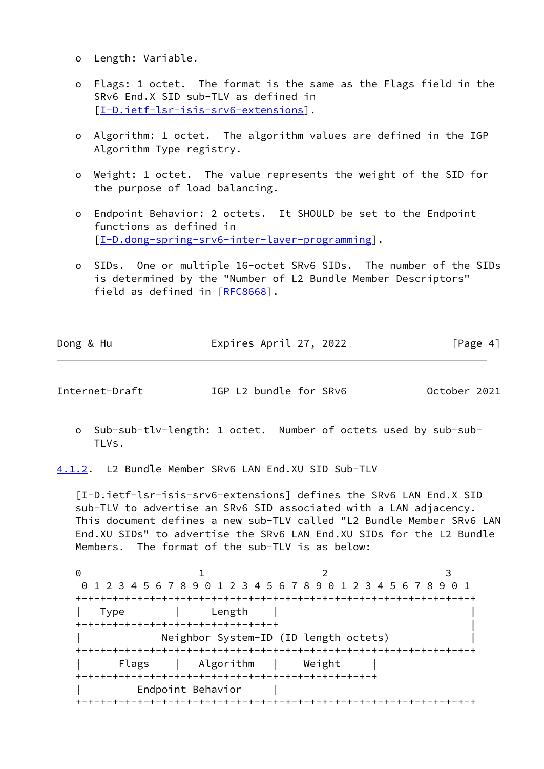- Length: Variable.

- Flags: 1 octet. The format is the same as the Flags field in the SRv6 End.X SID sub-TLV as defined in [I-D.ietf-lsr-isis-srv6-extensions].

- Algorithm: 1 octet. The algorithm values are defined in the IGP Algorithm Type registry.

- Weight: 1 octet. The value represents the weight of the SID for the purpose of load balancing.

- Endpoint Behavior: 2 octets. It SHOULD be set to the Endpoint functions as defined in [I-D.dong-spring-srv6-inter-layer-programming].

- SIDs. One or multiple 16-octet SRv6 SIDs. The number of the SIDs is determined by the "Number of L2 Bundle Member Descriptors" field as defined in [RFC8668].

- Sub-sub-tlv-length: 1 octet. Number of octets used by sub-sub-TLVs.

#### 4.1.2. L2 Bundle Member SRv6 LAN End.XU SID Sub-TLV

[I-D.ietf-lsr-isis-srv6-extensions] defines the SRv6 LAN End.X SID sub-TLV to advertise an SRv6 SID associated with a LAN adjacency. This document defines a new sub-TLV called "L2 Bundle Member SRv6 LAN End.XU SIDs" to advertise the SRv6 LAN End.XU SIDs for the L2 Bundle Members. The format of the sub-TLV is as below:

```
 0                   1                   2                   3
  0 1 2 3 4 5 6 7 8 9 0 1 2 3 4 5 6 7 8 9 0 1 2 3 4 5 6 7 8 9 0 1
 +-+-+-+-+-+-+-+-+-+-+-+-+-+-+-+-+-+-+-+-+-+-+-+-+-+-+-+-+-+-+-+-+
 |   Type        |     Length    |                               |
 +-+-+-+-+-+-+-+-+-+-+-+-+-+-+-+-+                               |
 |             Neighbor System-ID (ID length octets)             |
 +-+-+-+-+-+-+-+-+-+-+-+-+-+-+-+-+-+-+-+-+-+-+-+-+-+-+-+-+-+-+-+-+
 |     Flags     |   Algorithm   |    Weight     |
 +-+-+-+-+-+-+-+-+-+-+-+-+-+-+-+-+-+-+-+-+-+-+-+-+
 |        Endpoint Behavior      |
 +-+-+-+-+-+-+-+-+-+-+-+-+-+-+-+-+-+-+-+-+-+-+-+-+-+-+-+-+-+-+-+-+
```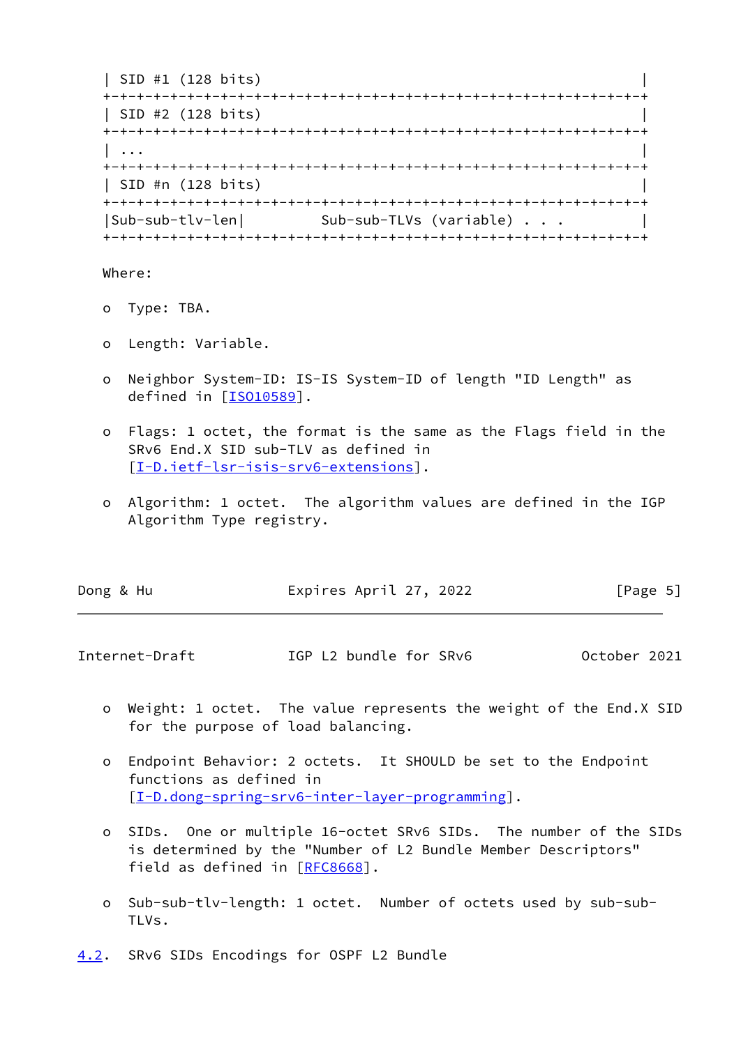```
| SID #1 (128 bits)                                             |
+-+-+-+-+-+-+-+-+-+-+-+-+-+-+-+-+-+-+-+-+-+-+-+-+-+-+-+-+-+-+-+-+
| SID #2 (128 bits)                                             |
+-+-+-+-+-+-+-+-+-+-+-+-+-+-+-+-+-+-+-+-+-+-+-+-+-+-+-+-+-+-+-+-+
| ...                                                           |
+-+-+-+-+-+-+-+-+-+-+-+-+-+-+-+-+-+-+-+-+-+-+-+-+-+-+-+-+-+-+-+-+
| SID #n (128 bits)                                             |
+-+-+-+-+-+-+-+-+-+-+-+-+-+-+-+-+-+-+-+-+-+-+-+-+-+-+-+-+-+-+-+-+
|Sub-sub-tlv-len|         Sub-sub-TLVs (variable) . . .         |
+-+-+-+-+-+-+-+-+-+-+-+-+-+-+-+-+-+-+-+-+-+-+-+-+-+-+-+-+-+-+-+-+
```

Where:

- Type: TBA.
- Length: Variable.
- Neighbor System-ID: IS-IS System-ID of length "ID Length" as defined in [ISO10589].
- Flags: 1 octet, the format is the same as the Flags field in the SRv6 End.X SID sub-TLV as defined in [I-D.ietf-lsr-isis-srv6-extensions].
- Algorithm: 1 octet. The algorithm values are defined in the IGP Algorithm Type registry.
- Weight: 1 octet. The value represents the weight of the End.X SID for the purpose of load balancing.
- Endpoint Behavior: 2 octets. It SHOULD be set to the Endpoint functions as defined in [I-D.dong-spring-srv6-inter-layer-programming].
- SIDs. One or multiple 16-octet SRv6 SIDs. The number of the SIDs is determined by the "Number of L2 Bundle Member Descriptors" field as defined in [RFC8668].
- Sub-sub-tlv-length: 1 octet. Number of octets used by sub-sub-TLVs.

## 4.2. SRv6 SIDs Encodings for OSPF L2 Bundle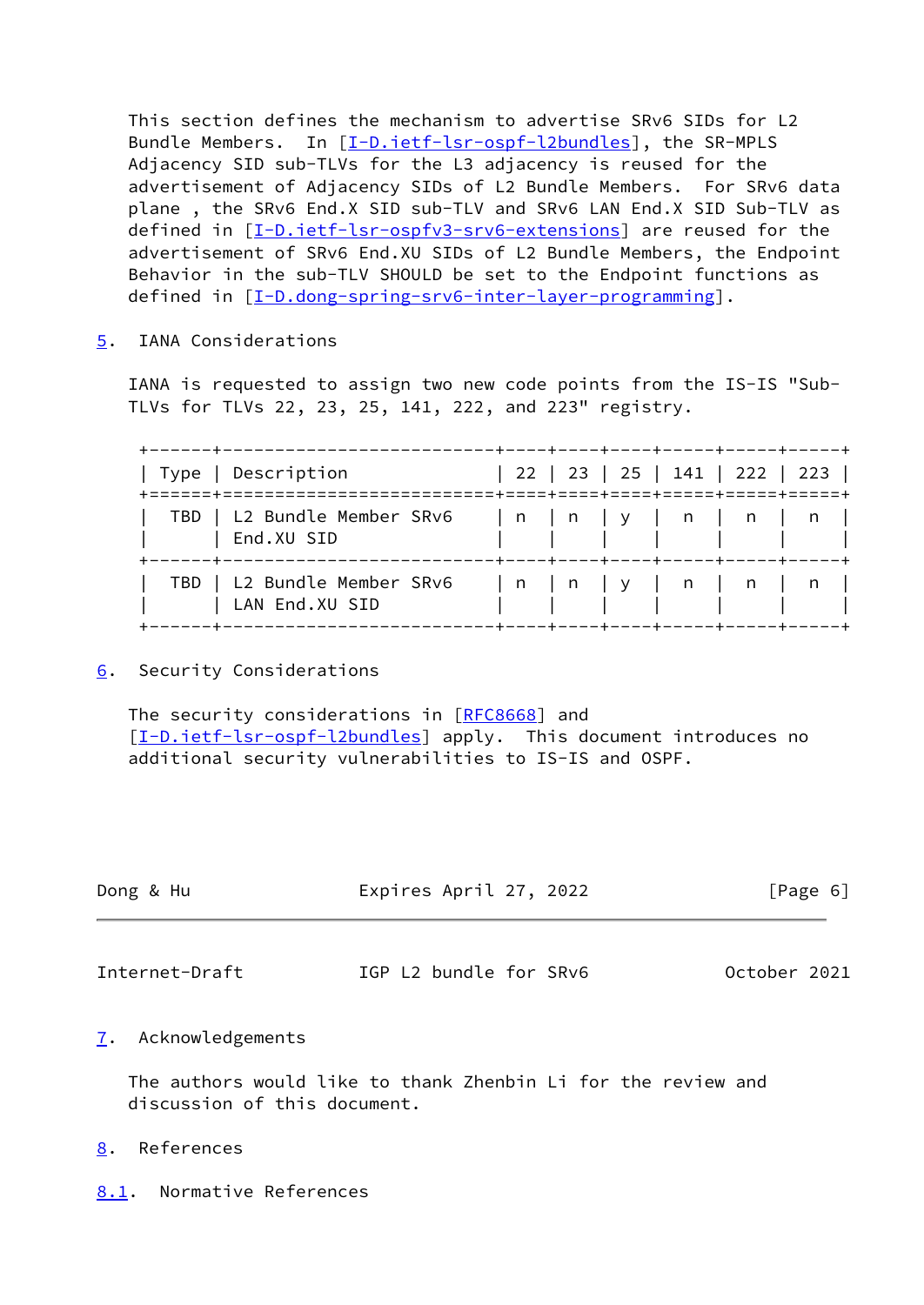This section defines the mechanism to advertise SRv6 SIDs for L2 Bundle Members. In [I-D.ietf-lsr-ospf-l2bundles], the SR-MPLS Adjacency SID sub-TLVs for the L3 adjacency is reused for the advertisement of Adjacency SIDs of L2 Bundle Members. For SRv6 data plane , the SRv6 End.X SID sub-TLV and SRv6 LAN End.X SID Sub-TLV as defined in [I-D.ietf-lsr-ospfv3-srv6-extensions] are reused for the advertisement of SRv6 End.XU SIDs of L2 Bundle Members, the Endpoint Behavior in the sub-TLV SHOULD be set to the Endpoint functions as defined in [I-D.dong-spring-srv6-inter-layer-programming].

## 5. IANA Considerations

IANA is requested to assign two new code points from the IS-IS "Sub-TLVs for TLVs 22, 23, 25, 141, 222, and 223" registry.

| Type | Description | 22 | 23 | 25 | 141 | 222 | 223 |
|---|---|---|---|---|---|---|---|
| TBD | L2 Bundle Member SRv6 End.XU SID | n | n | y | n | n | n |
| TBD | L2 Bundle Member SRv6 LAN End.XU SID | n | n | y | n | n | n |

## 6. Security Considerations

The security considerations in [RFC8668] and [I-D.ietf-lsr-ospf-l2bundles] apply. This document introduces no additional security vulnerabilities to IS-IS and OSPF.

## 7. Acknowledgements

The authors would like to thank Zhenbin Li for the review and discussion of this document.

## 8. References

### 8.1. Normative References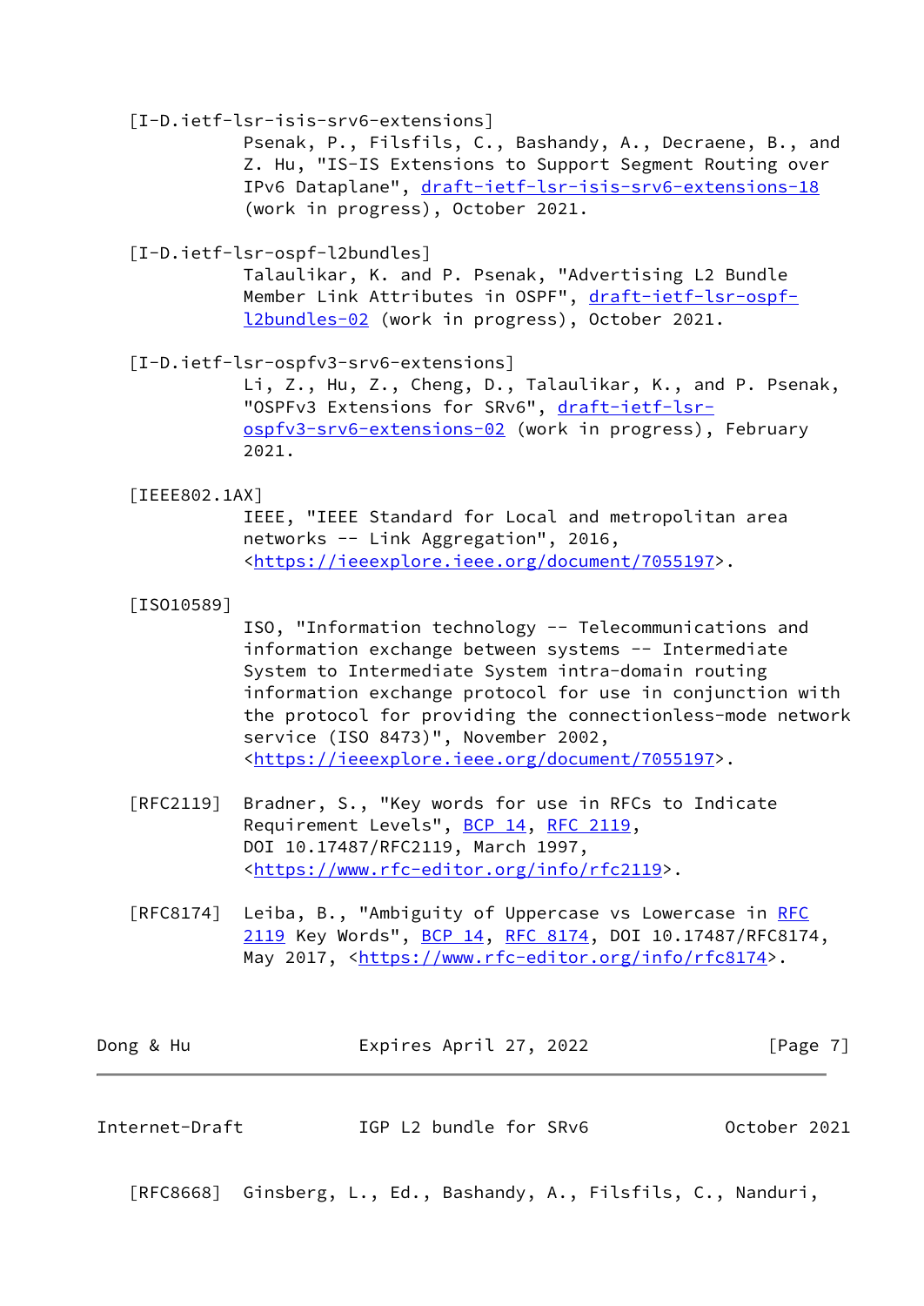[I-D.ietf-lsr-isis-srv6-extensions]
Psenak, P., Filsfils, C., Bashandy, A., Decraene, B., and Z. Hu, "IS-IS Extensions to Support Segment Routing over IPv6 Dataplane", draft-ietf-lsr-isis-srv6-extensions-18 (work in progress), October 2021.

[I-D.ietf-lsr-ospf-l2bundles]
Talaulikar, K. and P. Psenak, "Advertising L2 Bundle Member Link Attributes in OSPF", draft-ietf-lsr-ospf-l2bundles-02 (work in progress), October 2021.

[I-D.ietf-lsr-ospfv3-srv6-extensions]
Li, Z., Hu, Z., Cheng, D., Talaulikar, K., and P. Psenak, "OSPFv3 Extensions for SRv6", draft-ietf-lsr-ospfv3-srv6-extensions-02 (work in progress), February 2021.

[IEEE802.1AX]
IEEE, "IEEE Standard for Local and metropolitan area networks -- Link Aggregation", 2016, <https://ieeexplore.ieee.org/document/7055197>.

[ISO10589]
ISO, "Information technology -- Telecommunications and information exchange between systems -- Intermediate System to Intermediate System intra-domain routing information exchange protocol for use in conjunction with the protocol for providing the connectionless-mode network service (ISO 8473)", November 2002, <https://ieeexplore.ieee.org/document/7055197>.

[RFC2119] Bradner, S., "Key words for use in RFCs to Indicate Requirement Levels", BCP 14, RFC 2119, DOI 10.17487/RFC2119, March 1997, <https://www.rfc-editor.org/info/rfc2119>.

[RFC8174] Leiba, B., "Ambiguity of Uppercase vs Lowercase in RFC 2119 Key Words", BCP 14, RFC 8174, DOI 10.17487/RFC8174, May 2017, <https://www.rfc-editor.org/info/rfc8174>.

[RFC8668] Ginsberg, L., Ed., Bashandy, A., Filsfils, C., Nanduri,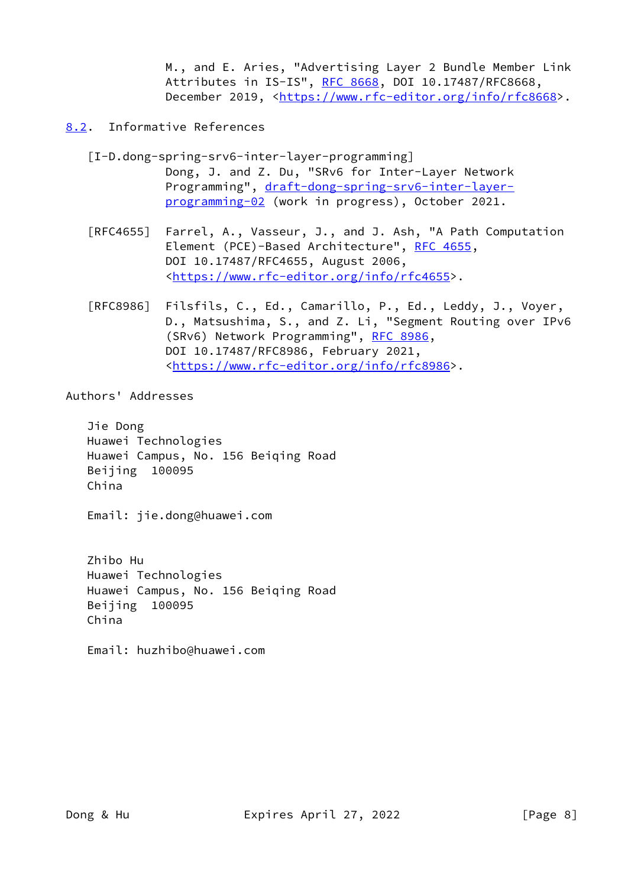M., and E. Aries, "Advertising Layer 2 Bundle Member Link Attributes in IS-IS", RFC 8668, DOI 10.17487/RFC8668, December 2019, <https://www.rfc-editor.org/info/rfc8668>.

## 8.2. Informative References

[I-D.dong-spring-srv6-inter-layer-programming]
Dong, J. and Z. Du, "SRv6 for Inter-Layer Network Programming", draft-dong-spring-srv6-inter-layer-programming-02 (work in progress), October 2021.

[RFC4655] Farrel, A., Vasseur, J., and J. Ash, "A Path Computation Element (PCE)-Based Architecture", RFC 4655, DOI 10.17487/RFC4655, August 2006, <https://www.rfc-editor.org/info/rfc4655>.

[RFC8986] Filsfils, C., Ed., Camarillo, P., Ed., Leddy, J., Voyer, D., Matsushima, S., and Z. Li, "Segment Routing over IPv6 (SRv6) Network Programming", RFC 8986, DOI 10.17487/RFC8986, February 2021, <https://www.rfc-editor.org/info/rfc8986>.

## Authors' Addresses

Jie Dong
Huawei Technologies
Huawei Campus, No. 156 Beiqing Road
Beijing 100095
China

Email: jie.dong@huawei.com

Zhibo Hu
Huawei Technologies
Huawei Campus, No. 156 Beiqing Road
Beijing 100095
China

Email: huzhibo@huawei.com